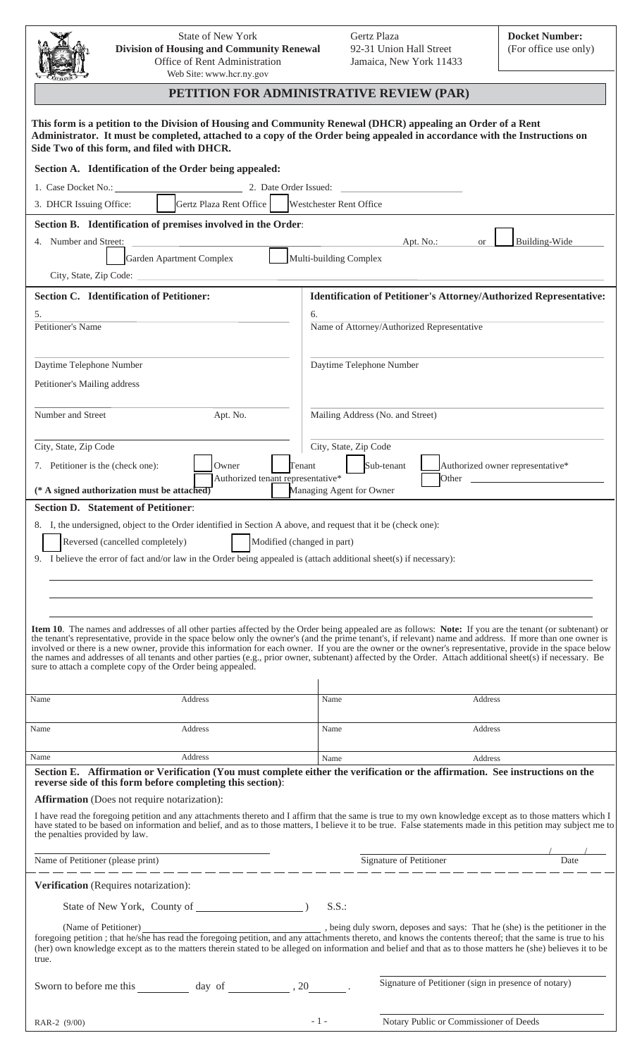State of New York
**Division of Housing and Community Renewal**
Office of Rent Administration
Web Site: www.hcr.ny.gov

Gertz Plaza
92-31 Union Hall Street
Jamaica, New York 11433

**Docket Number:**
(For office use only)

# PETITION FOR ADMINISTRATIVE REVIEW (PAR)

**This form is a petition to the Division of Housing and Community Renewal (DHCR) appealing an Order of a Rent Administrator. It must be completed, attached to a copy of the Order being appealed in accordance with the Instructions on Side Two of this form, and filed with DHCR.**

## Section A. Identification of the Order being appealed:

1. Case Docket No.: ____________ 2. Date Order Issued: ____________

3. DHCR Issuing Office: ☐ Gertz Plaza Rent Office ☐ Westchester Rent Office

## Section B. Identification of premises involved in the Order:

4. Number and Street: ____________ Apt. No.: ______ or ☐ Building-Wide

☐ Garden Apartment Complex ☐ Multi-building Complex

City, State, Zip Code: ____________

## Section C. Identification of Petitioner:

5. ____________
Petitioner's Name

____________
Daytime Telephone Number

Petitioner's Mailing address

____________
Number and Street Apt. No.

____________
City, State, Zip Code

## Identification of Petitioner's Attorney/Authorized Representative:

6. ____________
Name of Attorney/Authorized Representative

____________
Daytime Telephone Number

____________
Mailing Address (No. and Street)

____________
City, State, Zip Code

7. Petitioner is the (check one): ☐ Owner ☐ Tenant ☐ Sub-tenant ☐ Authorized owner representative* ☐ Authorized tenant representative* ☐ Other ____________ ☐ Managing Agent for Owner

**(* A signed authorization must be attached)**

## Section D. Statement of Petitioner:

8. I, the undersigned, object to the Order identified in Section A above, and request that it be (check one):

☐ Reversed (cancelled completely) ☐ Modified (changed in part)

9. I believe the error of fact and/or law in the Order being appealed is (attach additional sheet(s) if necessary):

____________

____________

____________

**Item 10**. The names and addresses of all other parties affected by the Order being appealed are as follows: **Note:** If you are the tenant (or subtenant) or the tenant's representative, provide in the space below only the owner's (and the prime tenant's, if relevant) name and address. If more than one owner is involved or there is a new owner, provide this information for each owner. If you are the owner or the owner's representative, provide in the space below the names and addresses of all tenants and other parties (e.g., prior owner, subtenant) affected by the Order. Attach additional sheet(s) if necessary. Be sure to attach a complete copy of the Order being appealed.

| Name | Address | Name | Address |
|---|---|---|---|
| | | | |
| | | | |
| | | | |

## Section E. Affirmation or Verification (You must complete either the verification or the affirmation. See instructions on the reverse side of this form before completing this section):

**Affirmation** (Does not require notarization):

I have read the foregoing petition and any attachments thereto and I affirm that the same is true to my own knowledge except as to those matters which I have stated to be based on information and belief, and as to those matters, I believe it to be true. False statements made in this petition may subject me to the penalties provided by law.

____________ ____________ ___/___/___
Name of Petitioner (please print) Signature of Petitioner Date

**Verification** (Requires notarization):

State of New York, County of ____________ ) S.S.:

(Name of Petitioner) ____________, being duly sworn, deposes and says: That he (she) is the petitioner in the foregoing petition ; that he/she has read the foregoing petition, and any attachments thereto, and knows the contents thereof; that the same is true to his (her) own knowledge except as to the matters therein stated to be alleged on information and belief and that as to those matters he (she) believes it to be true.

Sworn to before me this ______ day of ____________, 20______.

____________
Signature of Petitioner (sign in presence of notary)

____________
Notary Public or Commissioner of Deeds

RAR-2 (9/00)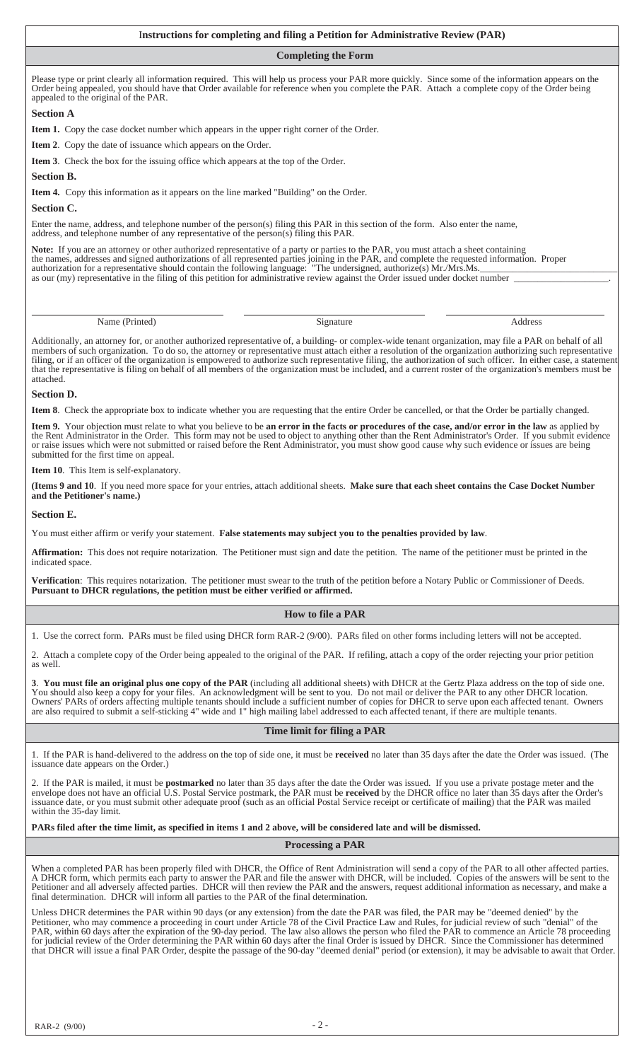# Instructions for completing and filing a Petition for Administrative Review (PAR)

## Completing the Form

Please type or print clearly all information required. This will help us process your PAR more quickly. Since some of the information appears on the Order being appealed, you should have that Order available for reference when you complete the PAR. Attach a complete copy of the Order being appealed to the original of the PAR.

### Section A

**Item 1.** Copy the case docket number which appears in the upper right corner of the Order.

**Item 2**. Copy the date of issuance which appears on the Order.

**Item 3**. Check the box for the issuing office which appears at the top of the Order.

### Section B.

**Item 4.** Copy this information as it appears on the line marked "Building" on the Order.

### Section C.

Enter the name, address, and telephone number of the person(s) filing this PAR in this section of the form. Also enter the name, address, and telephone number of any representative of the person(s) filing this PAR.

**Note:** If you are an attorney or other authorized representative of a party or parties to the PAR, you must attach a sheet containing the names, addresses and signed authorizations of all represented parties joining in the PAR, and complete the requested information. Proper authorization for a representative should contain the following language: "The undersigned, authorize(s) Mr./Mrs.Ms.\_\_\_\_\_\_\_\_\_\_\_\_\_\_\_\_\_\_\_\_ as our (my) representative in the filing of this petition for administrative review against the Order issued under docket number \_\_\_\_\_\_\_\_\_\_\_\_\_\_\_\_\_\_.

| Name (Printed) | Signature | Address |
|---|---|---|

Additionally, an attorney for, or another authorized representative of, a building- or complex-wide tenant organization, may file a PAR on behalf of all members of such organization. To do so, the attorney or representative must attach either a resolution of the organization authorizing such representative filing, or if an officer of the organization is empowered to authorize such representative filing, the authorization of such officer. In either case, a statement that the representative is filing on behalf of all members of the organization must be included, and a current roster of the organization's members must be attached.

### Section D.

**Item 8**. Check the appropriate box to indicate whether you are requesting that the entire Order be cancelled, or that the Order be partially changed.

**Item 9.** Your objection must relate to what you believe to be **an error in the facts or procedures of the case, and/or error in the law** as applied by the Rent Administrator in the Order. This form may not be used to object to anything other than the Rent Administrator's Order. If you submit evidence or raise issues which were not submitted or raised before the Rent Administrator, you must show good cause why such evidence or issues are being submitted for the first time on appeal.

**Item 10**. This Item is self-explanatory.

**(Items 9 and 10**. If you need more space for your entries, attach additional sheets. **Make sure that each sheet contains the Case Docket Number and the Petitioner's name.)**

### Section E.

You must either affirm or verify your statement. **False statements may subject you to the penalties provided by law**.

**Affirmation:** This does not require notarization. The Petitioner must sign and date the petition. The name of the petitioner must be printed in the indicated space.

**Verification**: This requires notarization. The petitioner must swear to the truth of the petition before a Notary Public or Commissioner of Deeds. **Pursuant to DHCR regulations, the petition must be either verified or affirmed.**

## How to file a PAR

1. Use the correct form. PARs must be filed using DHCR form RAR-2 (9/00). PARs filed on other forms including letters will not be accepted.

2. Attach a complete copy of the Order being appealed to the original of the PAR. If refiling, attach a copy of the order rejecting your prior petition as well.

3. **You must file an original plus one copy of the PAR** (including all additional sheets) with DHCR at the Gertz Plaza address on the top of side one. You should also keep a copy for your files. An acknowledgment will be sent to you. Do not mail or deliver the PAR to any other DHCR location. Owners' PARs of orders affecting multiple tenants should include a sufficient number of copies for DHCR to serve upon each affected tenant. Owners are also required to submit a self-sticking 4" wide and 1" high mailing label addressed to each affected tenant, if there are multiple tenants.

## Time limit for filing a PAR

1. If the PAR is hand-delivered to the address on the top of side one, it must be **received** no later than 35 days after the date the Order was issued. (The issuance date appears on the Order.)

2. If the PAR is mailed, it must be **postmarked** no later than 35 days after the date the Order was issued. If you use a private postage meter and the envelope does not have an official U.S. Postal Service postmark, the PAR must be **received** by the DHCR office no later than 35 days after the Order's issuance date, or you must submit other adequate proof (such as an official Postal Service receipt or certificate of mailing) that the PAR was mailed within the 35-day limit.

**PARs filed after the time limit, as specified in items 1 and 2 above, will be considered late and will be dismissed.**

## Processing a PAR

When a completed PAR has been properly filed with DHCR, the Office of Rent Administration will send a copy of the PAR to all other affected parties. A DHCR form, which permits each party to answer the PAR and file the answer with DHCR, will be included. Copies of the answers will be sent to the Petitioner and all adversely affected parties. DHCR will then review the PAR and the answers, request additional information as necessary, and make a final determination. DHCR will inform all parties to the PAR of the final determination.

Unless DHCR determines the PAR within 90 days (or any extension) from the date the PAR was filed, the PAR may be "deemed denied" by the Petitioner, who may commence a proceeding in court under Article 78 of the Civil Practice Law and Rules, for judicial review of such "denial" of the PAR, within 60 days after the expiration of the 90-day period. The law also allows the person who filed the PAR to commence an Article 78 proceeding for judicial review of the Order determining the PAR within 60 days after the final Order is issued by DHCR. Since the Commissioner has determined that DHCR will issue a final PAR Order, despite the passage of the 90-day "deemed denial" period (or extension), it may be advisable to await that Order.

RAR-2 (9/00)